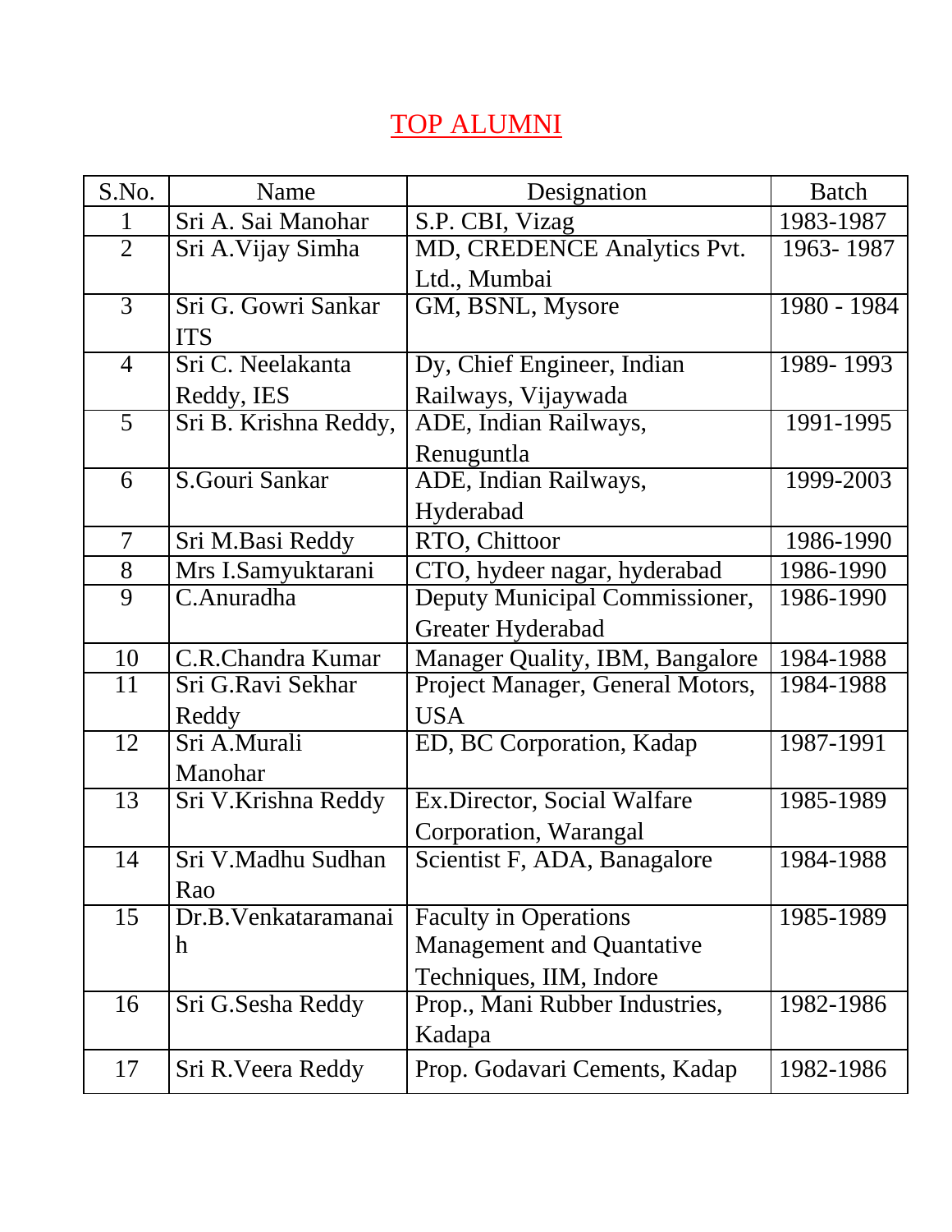# TOP ALUMNI

| S.No. | Name | Designation | Batch |
|---|---|---|---|
| 1 | Sri A. Sai Manohar | S.P. CBI, Vizag | 1983-1987 |
| 2 | Sri A.Vijay Simha | MD, CREDENCE Analytics Pvt. Ltd., Mumbai | 1963- 1987 |
| 3 | Sri G. Gowri Sankar ITS | GM, BSNL, Mysore | 1980 - 1984 |
| 4 | Sri C. Neelakanta Reddy, IES | Dy, Chief Engineer, Indian Railways, Vijaywada | 1989- 1993 |
| 5 | Sri B. Krishna Reddy, | ADE, Indian Railways, Renuguntla | 1991-1995 |
| 6 | S.Gouri Sankar | ADE, Indian Railways, Hyderabad | 1999-2003 |
| 7 | Sri M.Basi Reddy | RTO, Chittoor | 1986-1990 |
| 8 | Mrs I.Samyuktarani | CTO, hydeer nagar, hyderabad | 1986-1990 |
| 9 | C.Anuradha | Deputy Municipal Commissioner, Greater Hyderabad | 1986-1990 |
| 10 | C.R.Chandra Kumar | Manager Quality, IBM, Bangalore | 1984-1988 |
| 11 | Sri G.Ravi Sekhar Reddy | Project Manager, General Motors, USA | 1984-1988 |
| 12 | Sri A.Murali Manohar | ED, BC Corporation, Kadap | 1987-1991 |
| 13 | Sri V.Krishna Reddy | Ex.Director, Social Walfare Corporation, Warangal | 1985-1989 |
| 14 | Sri V.Madhu Sudhan Rao | Scientist F, ADA, Banagalore | 1984-1988 |
| 15 | Dr.B.Venkataramanaih | Faculty in Operations Management and Quantative Techniques, IIM, Indore | 1985-1989 |
| 16 | Sri G.Sesha Reddy | Prop., Mani Rubber Industries, Kadapa | 1982-1986 |
| 17 | Sri R.Veera Reddy | Prop. Godavari Cements, Kadap | 1982-1986 |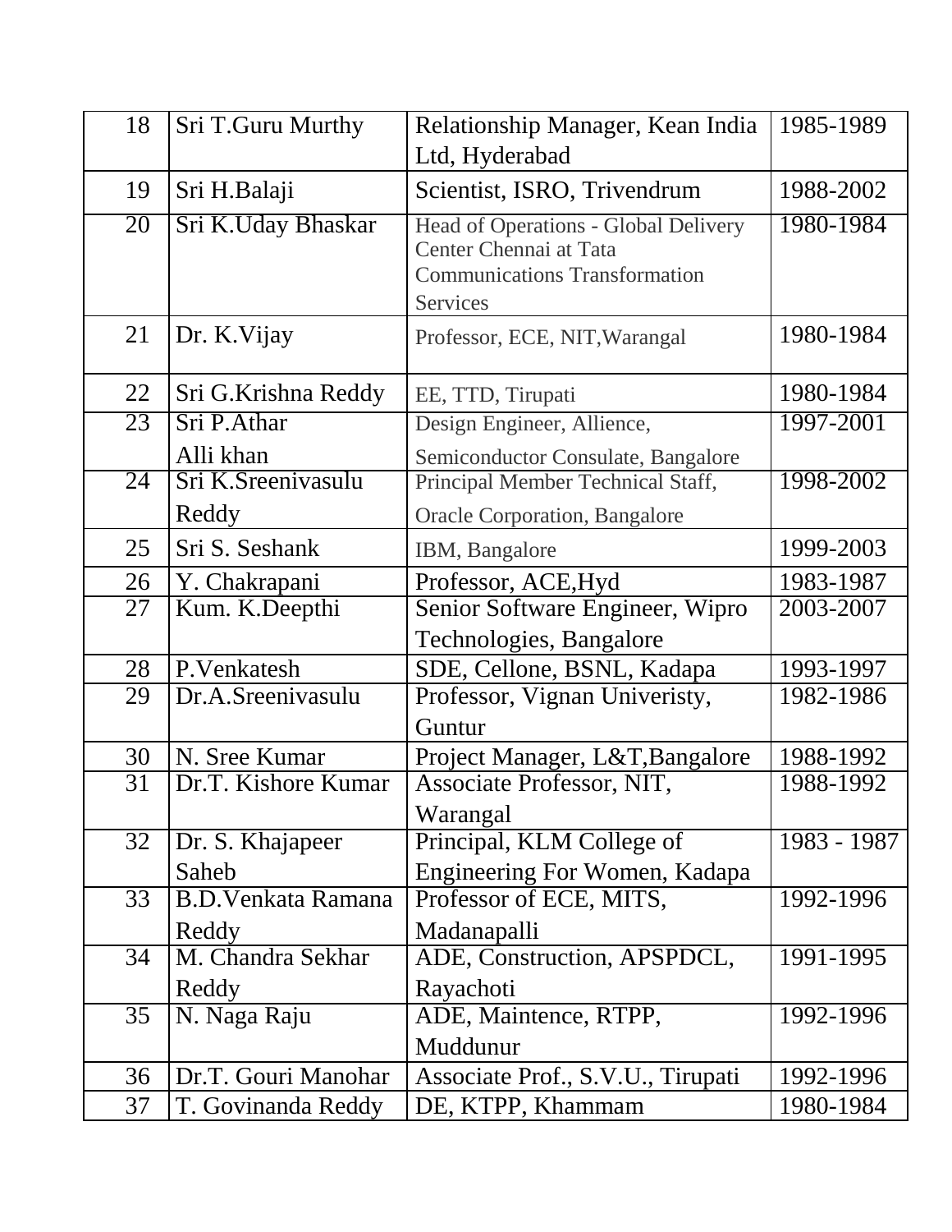| 18 | Sri T.Guru Murthy | Relationship Manager, Kean India Ltd, Hyderabad | 1985-1989 |
|---|---|---|---|
| 19 | Sri H.Balaji | Scientist, ISRO, Trivendrum | 1988-2002 |
| 20 | Sri K.Uday Bhaskar | Head of Operations - Global Delivery Center Chennai at Tata Communications Transformation Services | 1980-1984 |
| 21 | Dr. K.Vijay | Professor, ECE, NIT,Warangal | 1980-1984 |
| 22 | Sri G.Krishna Reddy | EE, TTD, Tirupati | 1980-1984 |
| 23 | Sri P.Athar Alli khan | Design Engineer, Allience, Semiconductor Consulate, Bangalore | 1997-2001 |
| 24 | Sri K.Sreenivasulu Reddy | Principal Member Technical Staff, Oracle Corporation, Bangalore | 1998-2002 |
| 25 | Sri S. Seshank | IBM, Bangalore | 1999-2003 |
| 26 | Y. Chakrapani | Professor, ACE,Hyd | 1983-1987 |
| 27 | Kum. K.Deepthi | Senior Software Engineer, Wipro Technologies, Bangalore | 2003-2007 |
| 28 | P.Venkatesh | SDE, Cellone, BSNL, Kadapa | 1993-1997 |
| 29 | Dr.A.Sreenivasulu | Professor, Vignan Univeristy, Guntur | 1982-1986 |
| 30 | N. Sree Kumar | Project Manager, L&T,Bangalore | 1988-1992 |
| 31 | Dr.T. Kishore Kumar | Associate Professor, NIT, Warangal | 1988-1992 |
| 32 | Dr. S. Khajapeer Saheb | Principal, KLM College of Engineering For Women, Kadapa | 1983 - 1987 |
| 33 | B.D.Venkata Ramana Reddy | Professor of ECE, MITS, Madanapalli | 1992-1996 |
| 34 | M. Chandra Sekhar Reddy | ADE, Construction, APSPDCL, Rayachoti | 1991-1995 |
| 35 | N. Naga Raju | ADE, Maintence, RTPP, Muddunur | 1992-1996 |
| 36 | Dr.T. Gouri Manohar | Associate Prof., S.V.U., Tirupati | 1992-1996 |
| 37 | T. Govinanda Reddy | DE, KTPP, Khammam | 1980-1984 |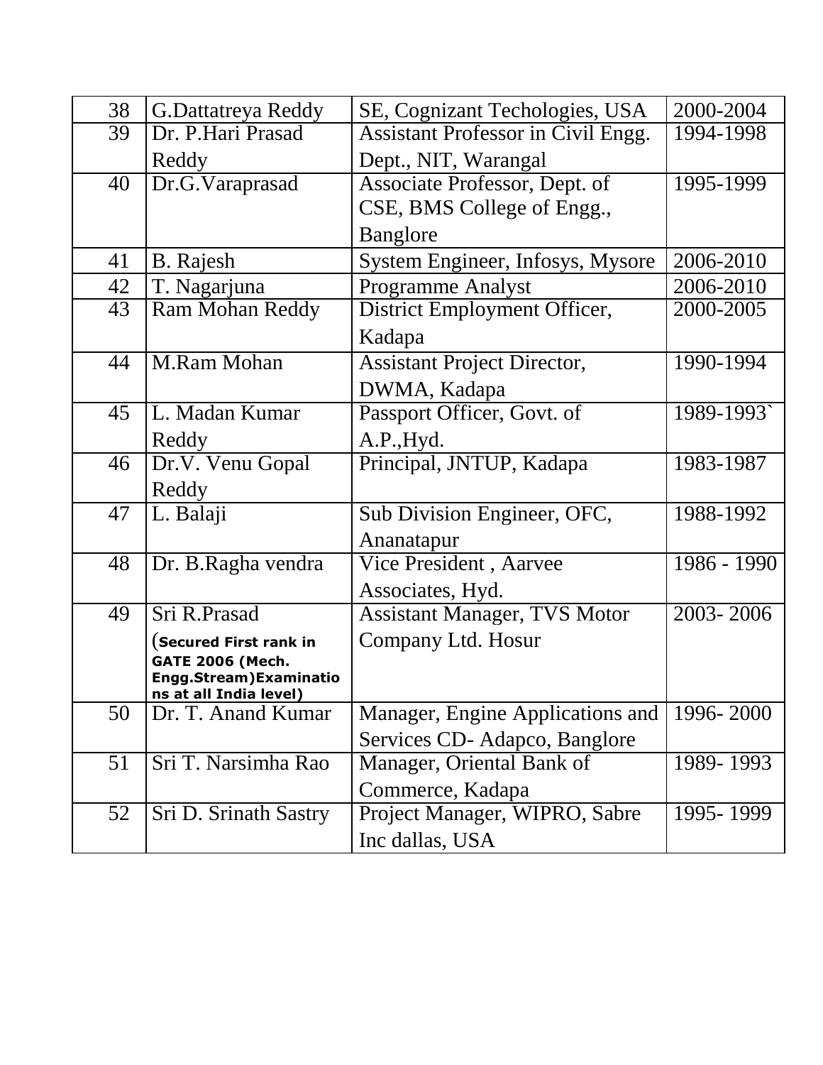| 38 | G.Dattatreya Reddy | SE, Cognizant Techologies, USA | 2000-2004 |
|---|---|---|---|
| 39 | Dr. P.Hari Prasad Reddy | Assistant Professor in Civil Engg. Dept., NIT, Warangal | 1994-1998 |
| 40 | Dr.G.Varaprasad | Associate Professor, Dept. of CSE, BMS College of Engg., Banglore | 1995-1999 |
| 41 | B. Rajesh | System Engineer, Infosys, Mysore | 2006-2010 |
| 42 | T. Nagarjuna | Programme Analyst | 2006-2010 |
| 43 | Ram Mohan Reddy | District Employment Officer, Kadapa | 2000-2005 |
| 44 | M.Ram Mohan | Assistant Project Director, DWMA, Kadapa | 1990-1994 |
| 45 | L. Madan Kumar Reddy | Passport Officer, Govt. of A.P.,Hyd. | 1989-1993` |
| 46 | Dr.V. Venu Gopal Reddy | Principal, JNTUP, Kadapa | 1983-1987 |
| 47 | L. Balaji | Sub Division Engineer, OFC, Ananatapur | 1988-1992 |
| 48 | Dr. B.Ragha vendra | Vice President , Aarvee Associates, Hyd. | 1986 - 1990 |
| 49 | Sri R.Prasad (**Secured First rank in GATE 2006 (Mech. Engg.Stream)Examinations at all India level)** | Assistant Manager, TVS Motor Company Ltd. Hosur | 2003- 2006 |
| 50 | Dr. T. Anand Kumar | Manager, Engine Applications and Services CD- Adapco, Banglore | 1996- 2000 |
| 51 | Sri T. Narsimha Rao | Manager, Oriental Bank of Commerce, Kadapa | 1989- 1993 |
| 52 | Sri D. Srinath Sastry | Project Manager, WIPRO, Sabre Inc dallas, USA | 1995- 1999 |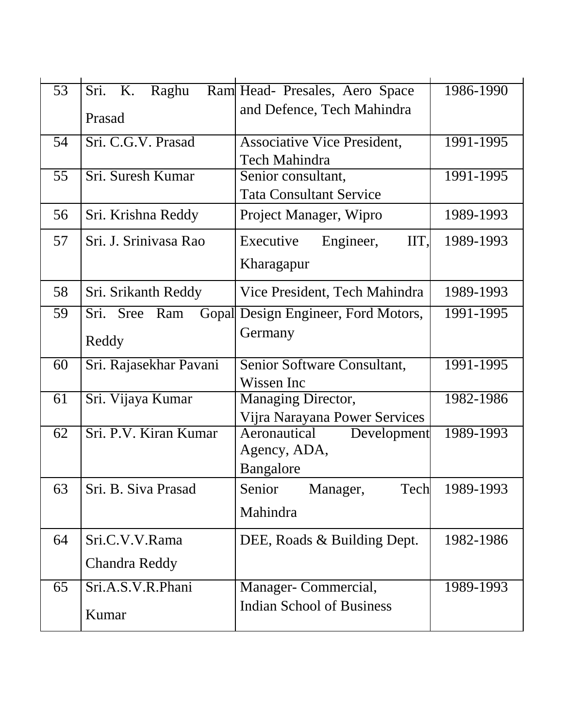| 53 | Sri. K. Raghu Ram Prasad | Head- Presales, Aero Space and Defence, Tech Mahindra | 1986-1990 |
|---|---|---|---|
| 54 | Sri. C.G.V. Prasad | Associative Vice President, Tech Mahindra | 1991-1995 |
| 55 | Sri. Suresh Kumar | Senior consultant, Tata Consultant Service | 1991-1995 |
| 56 | Sri. Krishna Reddy | Project Manager, Wipro | 1989-1993 |
| 57 | Sri. J. Srinivasa Rao | Executive Engineer, IIT, Kharagapur | 1989-1993 |
| 58 | Sri. Srikanth Reddy | Vice President, Tech Mahindra | 1989-1993 |
| 59 | Sri. Sree Ram Gopal Reddy | Design Engineer, Ford Motors, Germany | 1991-1995 |
| 60 | Sri. Rajasekhar Pavani | Senior Software Consultant, Wissen Inc | 1991-1995 |
| 61 | Sri. Vijaya Kumar | Managing Director, Vijra Narayana Power Services | 1982-1986 |
| 62 | Sri. P.V. Kiran Kumar | Aeronautical Development Agency, ADA, Bangalore | 1989-1993 |
| 63 | Sri. B. Siva Prasad | Senior Manager, Tech Mahindra | 1989-1993 |
| 64 | Sri.C.V.V.Rama Chandra Reddy | DEE, Roads & Building Dept. | 1982-1986 |
| 65 | Sri.A.S.V.R.Phani Kumar | Manager- Commercial, Indian School of Business | 1989-1993 |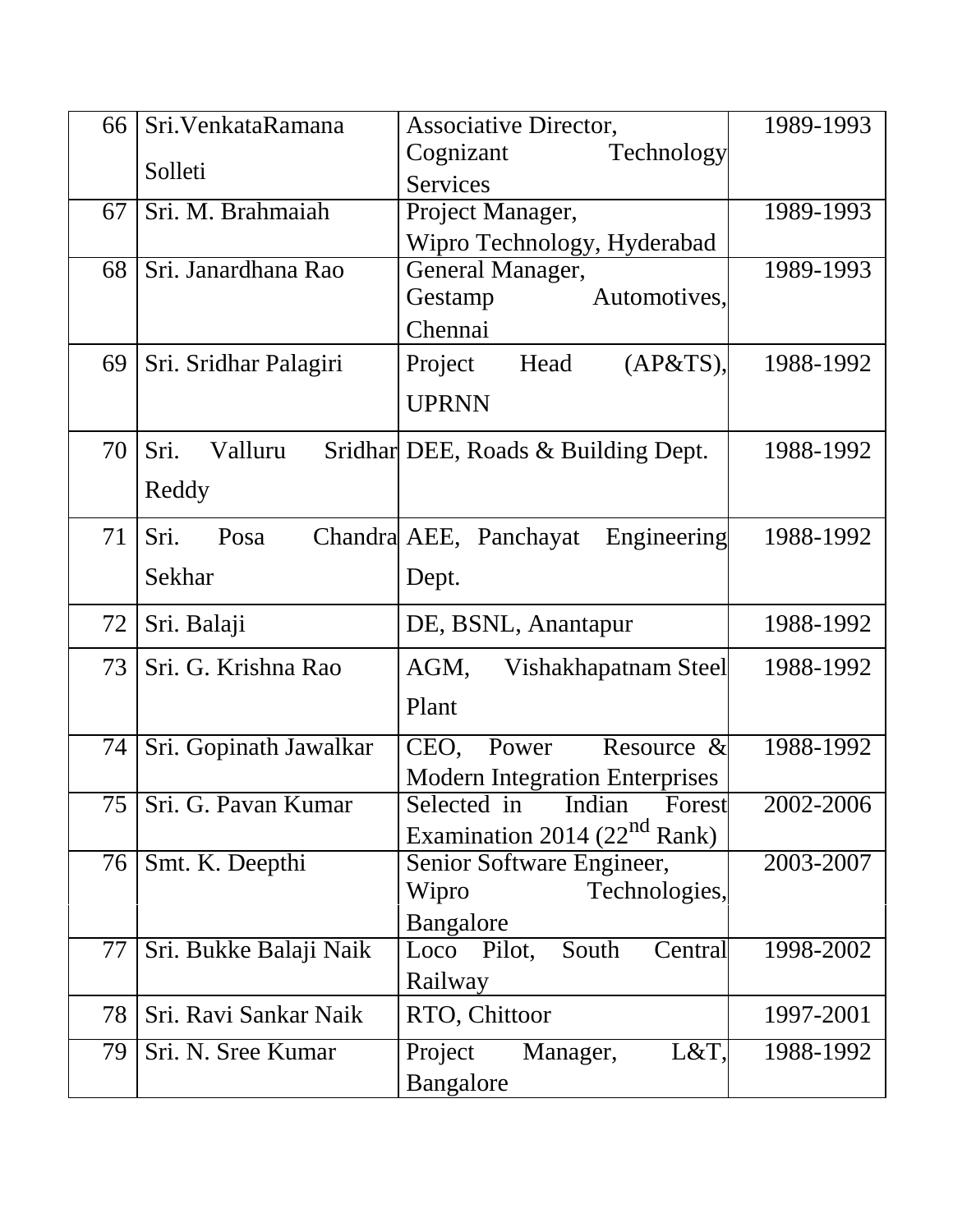| 66 | Sri.VenkataRamana Solleti | Associative Director, Cognizant Technology Services | 1989-1993 |
|---|---|---|---|
| 67 | Sri. M. Brahmaiah | Project Manager, Wipro Technology, Hyderabad | 1989-1993 |
| 68 | Sri. Janardhana Rao | General Manager, Gestamp Automotives, Chennai | 1989-1993 |
| 69 | Sri. Sridhar Palagiri | Project Head (AP&TS), UPRNN | 1988-1992 |
| 70 | Sri. Valluru Sridhar Reddy | DEE, Roads & Building Dept. | 1988-1992 |
| 71 | Sri. Posa Chandra Sekhar | AEE, Panchayat Engineering Dept. | 1988-1992 |
| 72 | Sri. Balaji | DE, BSNL, Anantapur | 1988-1992 |
| 73 | Sri. G. Krishna Rao | AGM, Vishakhapatnam Steel Plant | 1988-1992 |
| 74 | Sri. Gopinath Jawalkar | CEO, Power Resource & Modern Integration Enterprises | 1988-1992 |
| 75 | Sri. G. Pavan Kumar | Selected in Indian Forest Examination 2014 (22nd Rank) | 2002-2006 |
| 76 | Smt. K. Deepthi | Senior Software Engineer, Wipro Technologies, Bangalore | 2003-2007 |
| 77 | Sri. Bukke Balaji Naik | Loco Pilot, South Central Railway | 1998-2002 |
| 78 | Sri. Ravi Sankar Naik | RTO, Chittoor | 1997-2001 |
| 79 | Sri. N. Sree Kumar | Project Manager, L&T, Bangalore | 1988-1992 |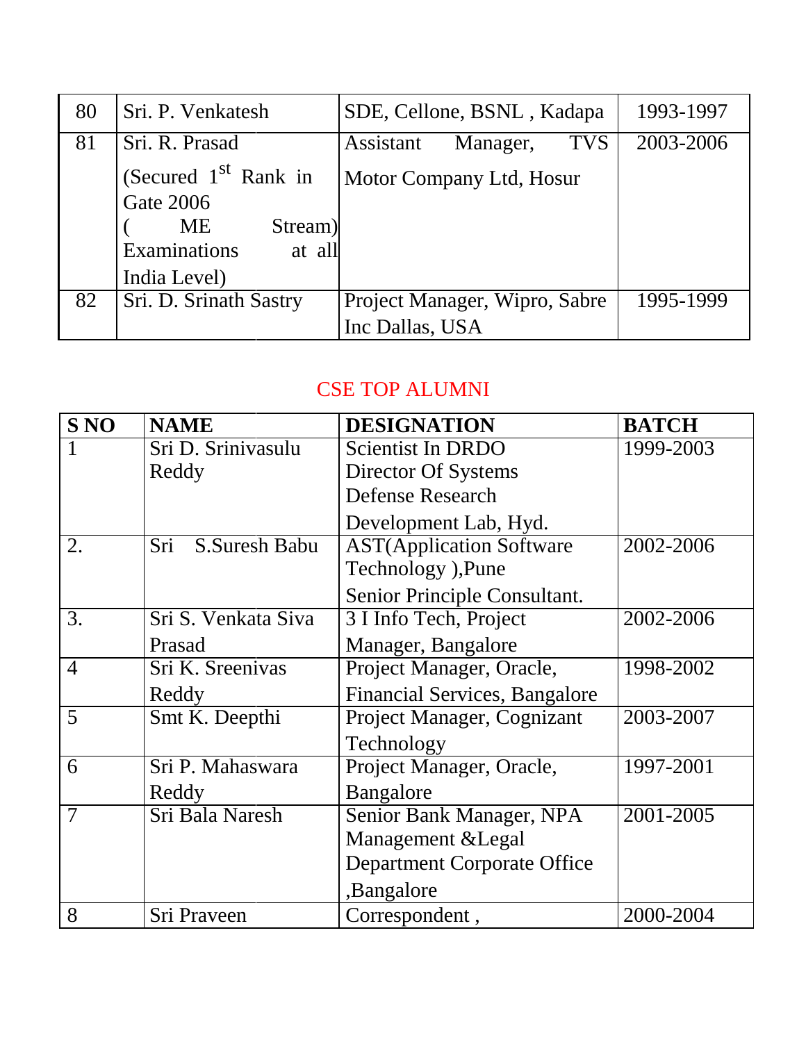| 80 | Sri. P. Venkatesh | SDE, Cellone, BSNL , Kadapa | 1993-1997 |
|---|---|---|---|
| 81 | Sri. R. Prasad (Secured 1st Rank in Gate 2006 ( ME Stream) Examinations at all India Level) | Assistant Manager, TVS Motor Company Ltd, Hosur | 2003-2006 |
| 82 | Sri. D. Srinath Sastry | Project Manager, Wipro, Sabre Inc Dallas, USA | 1995-1999 |

## CSE TOP ALUMNI

| S NO | NAME | DESIGNATION | BATCH |
|---|---|---|---|
| 1 | Sri D. Srinivasulu Reddy | Scientist In DRDO Director Of Systems Defense Research Development Lab, Hyd. | 1999-2003 |
| 2. | Sri S.Suresh Babu | AST(Application Software Technology ),Pune Senior Principle Consultant. | 2002-2006 |
| 3. | Sri S. Venkata Siva Prasad | 3 I Info Tech, Project Manager, Bangalore | 2002-2006 |
| 4 | Sri K. Sreenivas Reddy | Project Manager, Oracle, Financial Services, Bangalore | 1998-2002 |
| 5 | Smt K. Deepthi | Project Manager, Cognizant Technology | 2003-2007 |
| 6 | Sri P. Mahaswara Reddy | Project Manager, Oracle, Bangalore | 1997-2001 |
| 7 | Sri Bala Naresh | Senior Bank Manager, NPA Management &Legal Department Corporate Office ,Bangalore | 2001-2005 |
| 8 | Sri Praveen | Correspondent , | 2000-2004 |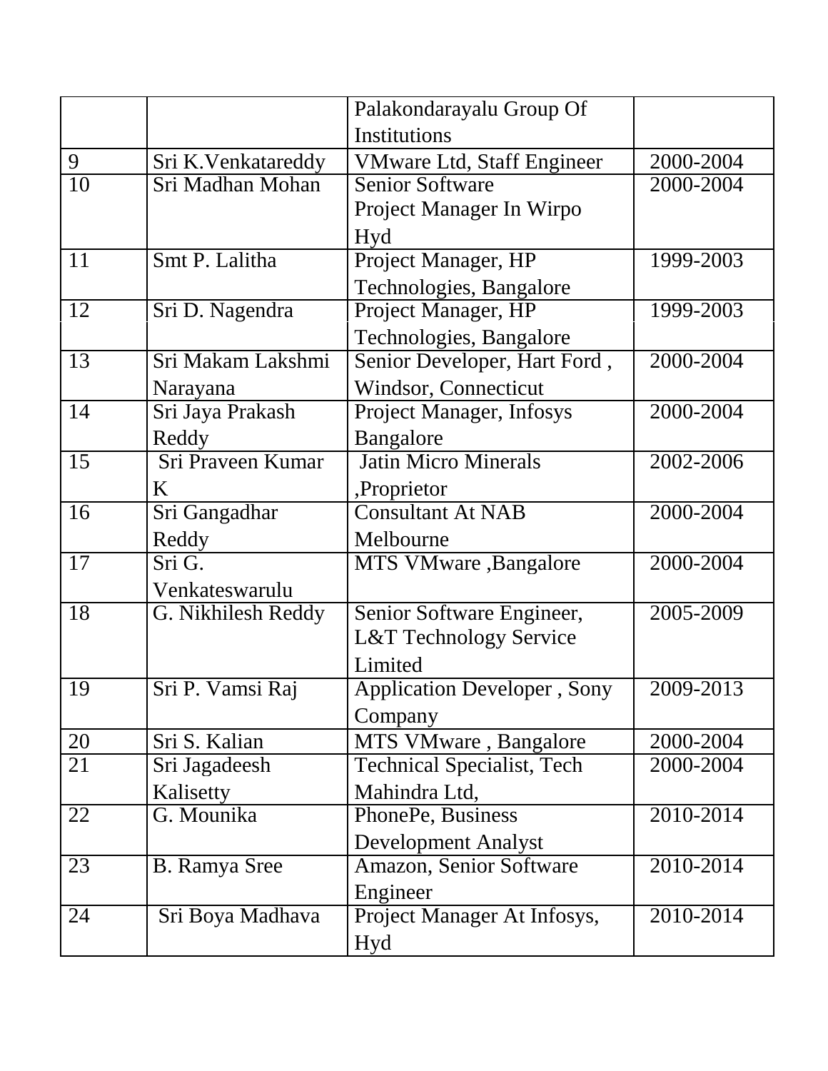| | | Palakondarayalu Group Of Institutions | |
|---|---|---|---|
| 9 | Sri K.Venkatareddy | VMware Ltd, Staff Engineer | 2000-2004 |
| 10 | Sri Madhan Mohan | Senior Software Project Manager In Wirpo Hyd | 2000-2004 |
| 11 | Smt P. Lalitha | Project Manager, HP Technologies, Bangalore | 1999-2003 |
| 12 | Sri D. Nagendra | Project Manager, HP Technologies, Bangalore | 1999-2003 |
| 13 | Sri Makam Lakshmi Narayana | Senior Developer, Hart Ford , Windsor, Connecticut | 2000-2004 |
| 14 | Sri Jaya Prakash Reddy | Project Manager, Infosys Bangalore | 2000-2004 |
| 15 | Sri Praveen Kumar K | Jatin Micro Minerals ,Proprietor | 2002-2006 |
| 16 | Sri Gangadhar Reddy | Consultant At NAB Melbourne | 2000-2004 |
| 17 | Sri G. Venkateswarulu | MTS VMware ,Bangalore | 2000-2004 |
| 18 | G. Nikhilesh Reddy | Senior Software Engineer, L&T Technology Service Limited | 2005-2009 |
| 19 | Sri P. Vamsi Raj | Application Developer , Sony Company | 2009-2013 |
| 20 | Sri S. Kalian | MTS VMware , Bangalore | 2000-2004 |
| 21 | Sri Jagadeesh Kalisetty | Technical Specialist, Tech Mahindra Ltd, | 2000-2004 |
| 22 | G. Mounika | PhonePe, Business Development Analyst | 2010-2014 |
| 23 | B. Ramya Sree | Amazon, Senior Software Engineer | 2010-2014 |
| 24 | Sri Boya Madhava | Project Manager At Infosys, Hyd | 2010-2014 |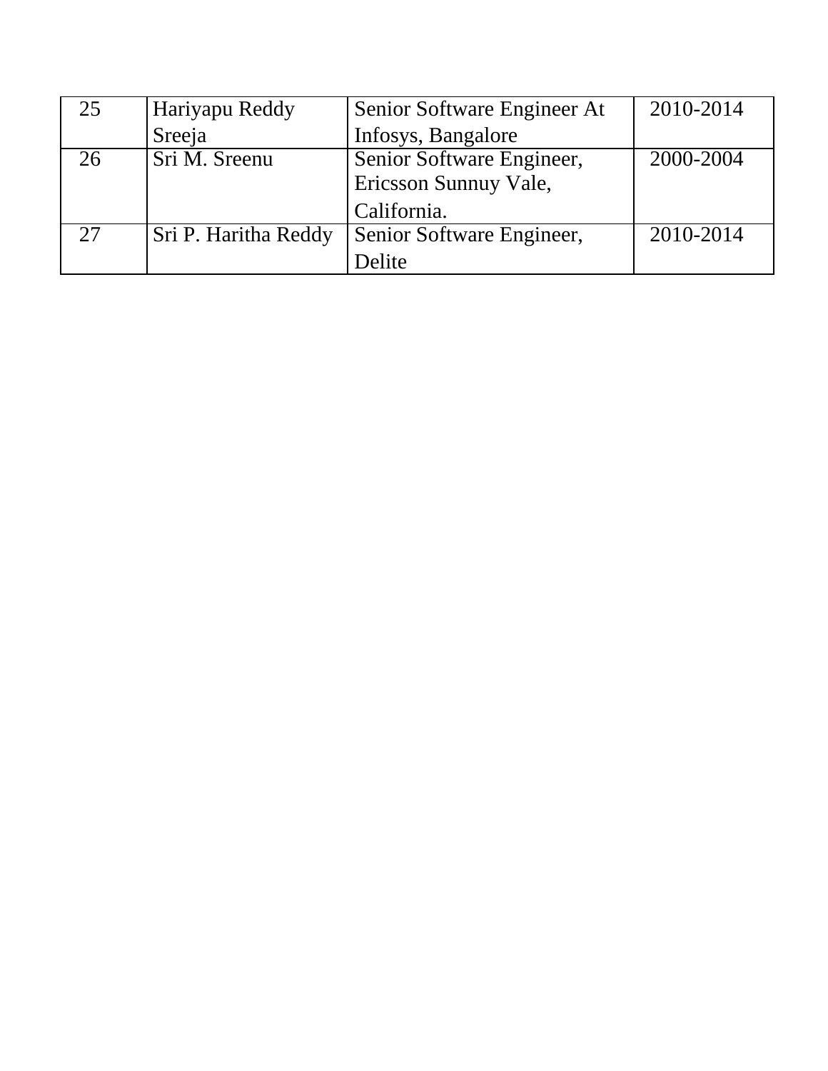| | | | |
|---|---|---|---|
| 25 | Hariyapu Reddy Sreeja | Senior Software Engineer At Infosys, Bangalore | 2010-2014 |
| 26 | Sri M. Sreenu | Senior Software Engineer, Ericsson Sunnuy Vale, California. | 2000-2004 |
| 27 | Sri P. Haritha Reddy | Senior Software Engineer, Delite | 2010-2014 |